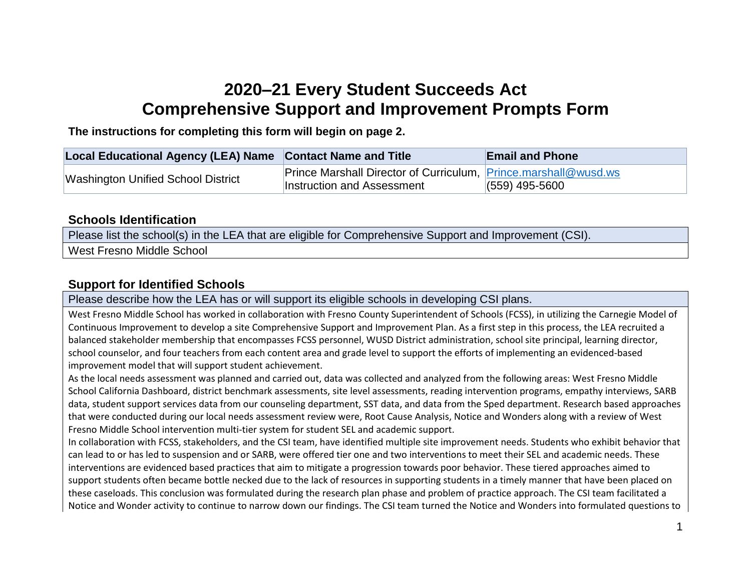# 2020–21 Every Student Succeeds Act
# Comprehensive Support and Improvement Prompts Form

**The instructions for completing this form will begin on page 2.**

| Local Educational Agency (LEA) Name | Contact Name and Title | Email and Phone |
| --- | --- | --- |
| Washington Unified School District | Prince Marshall Director of Curriculum, Instruction and Assessment | Prince.marshall@wusd.ws (559) 495-5600 |

## Schools Identification

| Please list the school(s) in the LEA that are eligible for Comprehensive Support and Improvement (CSI). |
| --- |
| West Fresno Middle School |

## Support for Identified Schools

Please describe how the LEA has or will support its eligible schools in developing CSI plans.

West Fresno Middle School has worked in collaboration with Fresno County Superintendent of Schools (FCSS), in utilizing the Carnegie Model of Continuous Improvement to develop a site Comprehensive Support and Improvement Plan. As a first step in this process, the LEA recruited a balanced stakeholder membership that encompasses FCSS personnel, WUSD District administration, school site principal, learning director, school counselor, and four teachers from each content area and grade level to support the efforts of implementing an evidenced-based improvement model that will support student achievement.

As the local needs assessment was planned and carried out, data was collected and analyzed from the following areas: West Fresno Middle School California Dashboard, district benchmark assessments, site level assessments, reading intervention programs, empathy interviews, SARB data, student support services data from our counseling department, SST data, and data from the Sped department. Research based approaches that were conducted during our local needs assessment review were, Root Cause Analysis, Notice and Wonders along with a review of West Fresno Middle School intervention multi-tier system for student SEL and academic support.

In collaboration with FCSS, stakeholders, and the CSI team, have identified multiple site improvement needs. Students who exhibit behavior that can lead to or has led to suspension and or SARB, were offered tier one and two interventions to meet their SEL and academic needs. These interventions are evidenced based practices that aim to mitigate a progression towards poor behavior. These tiered approaches aimed to support students often became bottle necked due to the lack of resources in supporting students in a timely manner that have been placed on these caseloads. This conclusion was formulated during the research plan phase and problem of practice approach. The CSI team facilitated a Notice and Wonder activity to continue to narrow down our findings. The CSI team turned the Notice and Wonders into formulated questions to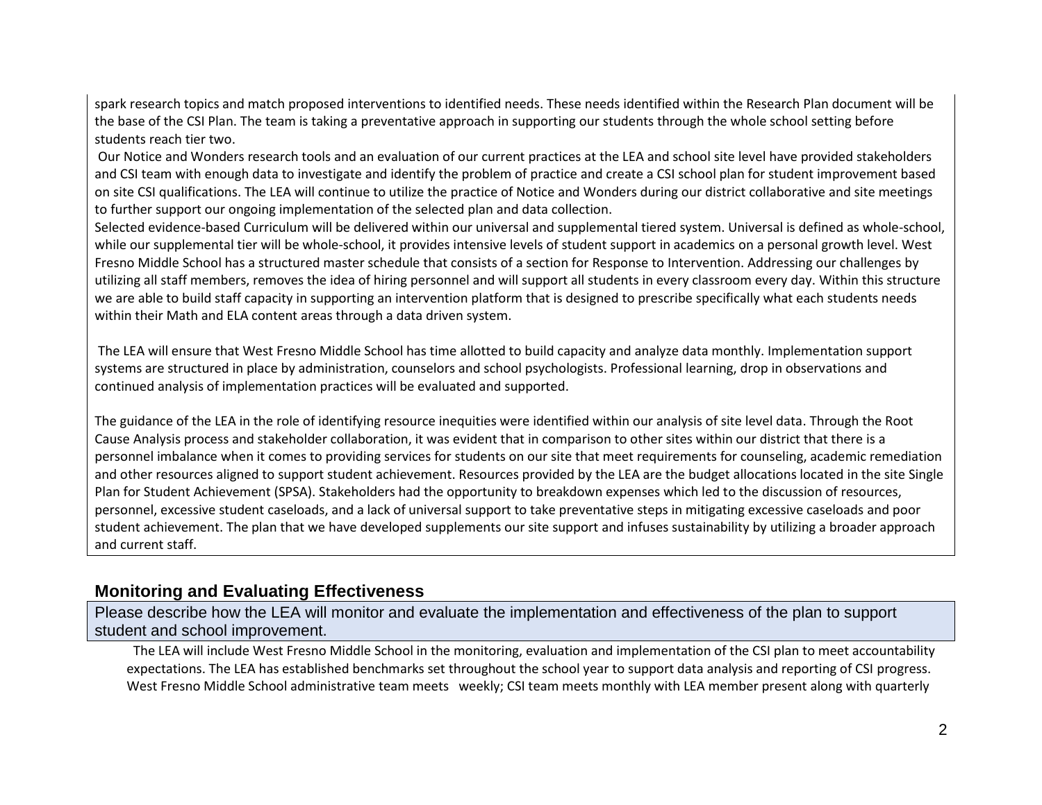spark research topics and match proposed interventions to identified needs. These needs identified within the Research Plan document will be the base of the CSI Plan. The team is taking a preventative approach in supporting our students through the whole school setting before students reach tier two.

Our Notice and Wonders research tools and an evaluation of our current practices at the LEA and school site level have provided stakeholders and CSI team with enough data to investigate and identify the problem of practice and create a CSI school plan for student improvement based on site CSI qualifications. The LEA will continue to utilize the practice of Notice and Wonders during our district collaborative and site meetings to further support our ongoing implementation of the selected plan and data collection.

Selected evidence-based Curriculum will be delivered within our universal and supplemental tiered system. Universal is defined as whole-school, while our supplemental tier will be whole-school, it provides intensive levels of student support in academics on a personal growth level. West Fresno Middle School has a structured master schedule that consists of a section for Response to Intervention. Addressing our challenges by utilizing all staff members, removes the idea of hiring personnel and will support all students in every classroom every day. Within this structure we are able to build staff capacity in supporting an intervention platform that is designed to prescribe specifically what each students needs within their Math and ELA content areas through a data driven system.

The LEA will ensure that West Fresno Middle School has time allotted to build capacity and analyze data monthly. Implementation support systems are structured in place by administration, counselors and school psychologists. Professional learning, drop in observations and continued analysis of implementation practices will be evaluated and supported.

The guidance of the LEA in the role of identifying resource inequities were identified within our analysis of site level data. Through the Root Cause Analysis process and stakeholder collaboration, it was evident that in comparison to other sites within our district that there is a personnel imbalance when it comes to providing services for students on our site that meet requirements for counseling, academic remediation and other resources aligned to support student achievement. Resources provided by the LEA are the budget allocations located in the site Single Plan for Student Achievement (SPSA). Stakeholders had the opportunity to breakdown expenses which led to the discussion of resources, personnel, excessive student caseloads, and a lack of universal support to take preventative steps in mitigating excessive caseloads and poor student achievement. The plan that we have developed supplements our site support and infuses sustainability by utilizing a broader approach and current staff.

## Monitoring and Evaluating Effectiveness

Please describe how the LEA will monitor and evaluate the implementation and effectiveness of the plan to support student and school improvement.

The LEA will include West Fresno Middle School in the monitoring, evaluation and implementation of the CSI plan to meet accountability expectations. The LEA has established benchmarks set throughout the school year to support data analysis and reporting of CSI progress. West Fresno Middle School administrative team meets weekly; CSI team meets monthly with LEA member present along with quarterly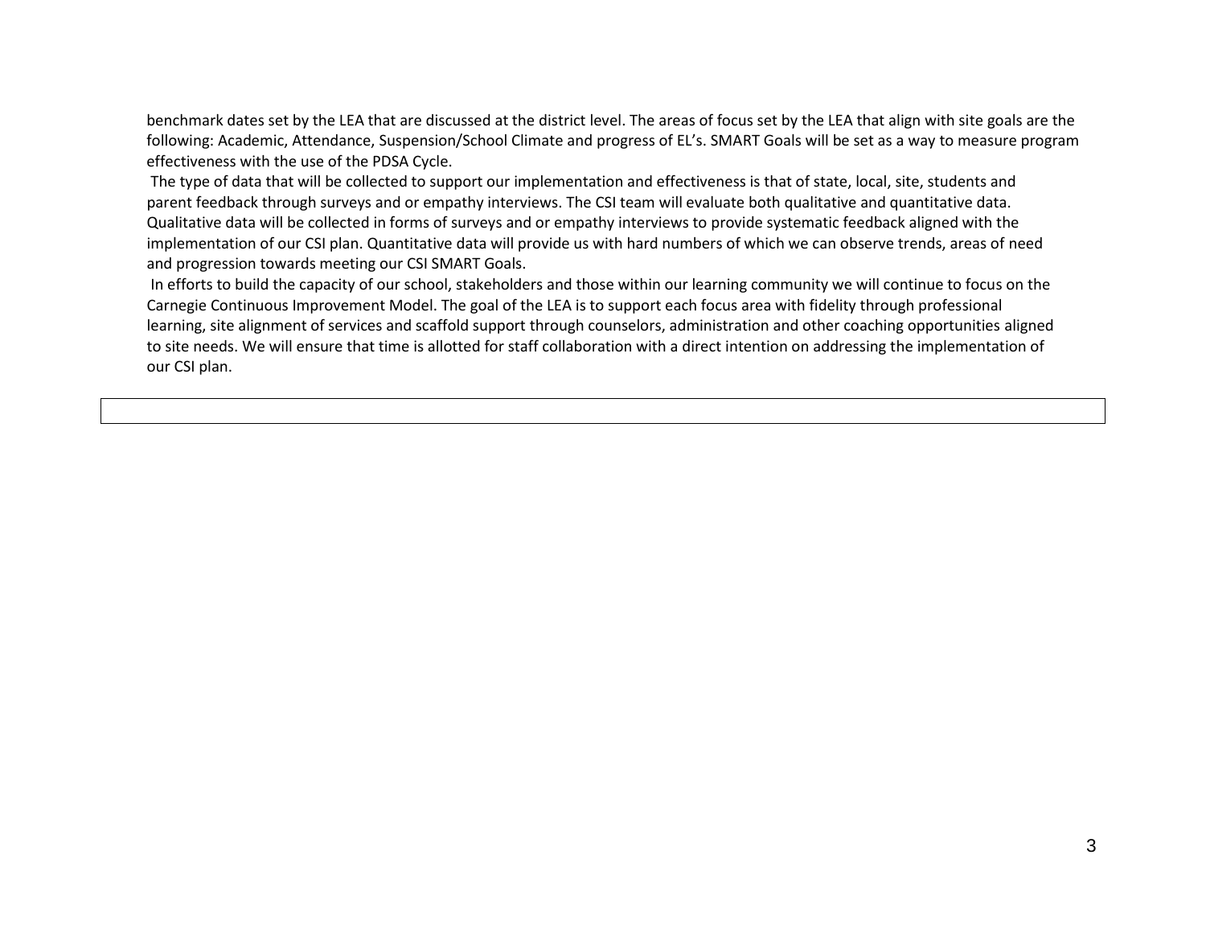benchmark dates set by the LEA that are discussed at the district level. The areas of focus set by the LEA that align with site goals are the following: Academic, Attendance, Suspension/School Climate and progress of EL's. SMART Goals will be set as a way to measure program effectiveness with the use of the PDSA Cycle.

The type of data that will be collected to support our implementation and effectiveness is that of state, local, site, students and parent feedback through surveys and or empathy interviews. The CSI team will evaluate both qualitative and quantitative data. Qualitative data will be collected in forms of surveys and or empathy interviews to provide systematic feedback aligned with the implementation of our CSI plan. Quantitative data will provide us with hard numbers of which we can observe trends, areas of need and progression towards meeting our CSI SMART Goals.

In efforts to build the capacity of our school, stakeholders and those within our learning community we will continue to focus on the Carnegie Continuous Improvement Model. The goal of the LEA is to support each focus area with fidelity through professional learning, site alignment of services and scaffold support through counselors, administration and other coaching opportunities aligned to site needs. We will ensure that time is allotted for staff collaboration with a direct intention on addressing the implementation of our CSI plan.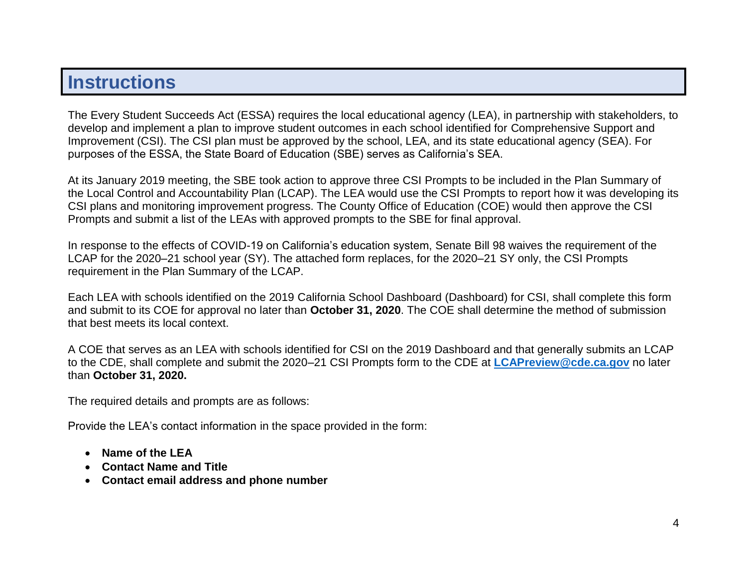# Instructions

The Every Student Succeeds Act (ESSA) requires the local educational agency (LEA), in partnership with stakeholders, to develop and implement a plan to improve student outcomes in each school identified for Comprehensive Support and Improvement (CSI). The CSI plan must be approved by the school, LEA, and its state educational agency (SEA). For purposes of the ESSA, the State Board of Education (SBE) serves as California's SEA.

At its January 2019 meeting, the SBE took action to approve three CSI Prompts to be included in the Plan Summary of the Local Control and Accountability Plan (LCAP). The LEA would use the CSI Prompts to report how it was developing its CSI plans and monitoring improvement progress. The County Office of Education (COE) would then approve the CSI Prompts and submit a list of the LEAs with approved prompts to the SBE for final approval.

In response to the effects of COVID-19 on California's education system, Senate Bill 98 waives the requirement of the LCAP for the 2020–21 school year (SY). The attached form replaces, for the 2020–21 SY only, the CSI Prompts requirement in the Plan Summary of the LCAP.

Each LEA with schools identified on the 2019 California School Dashboard (Dashboard) for CSI, shall complete this form and submit to its COE for approval no later than **October 31, 2020**. The COE shall determine the method of submission that best meets its local context.

A COE that serves as an LEA with schools identified for CSI on the 2019 Dashboard and that generally submits an LCAP to the CDE, shall complete and submit the 2020–21 CSI Prompts form to the CDE at **LCAPreview@cde.ca.gov** no later than **October 31, 2020.**

The required details and prompts are as follows:

Provide the LEA's contact information in the space provided in the form:

- **Name of the LEA**
- **Contact Name and Title**
- **Contact email address and phone number**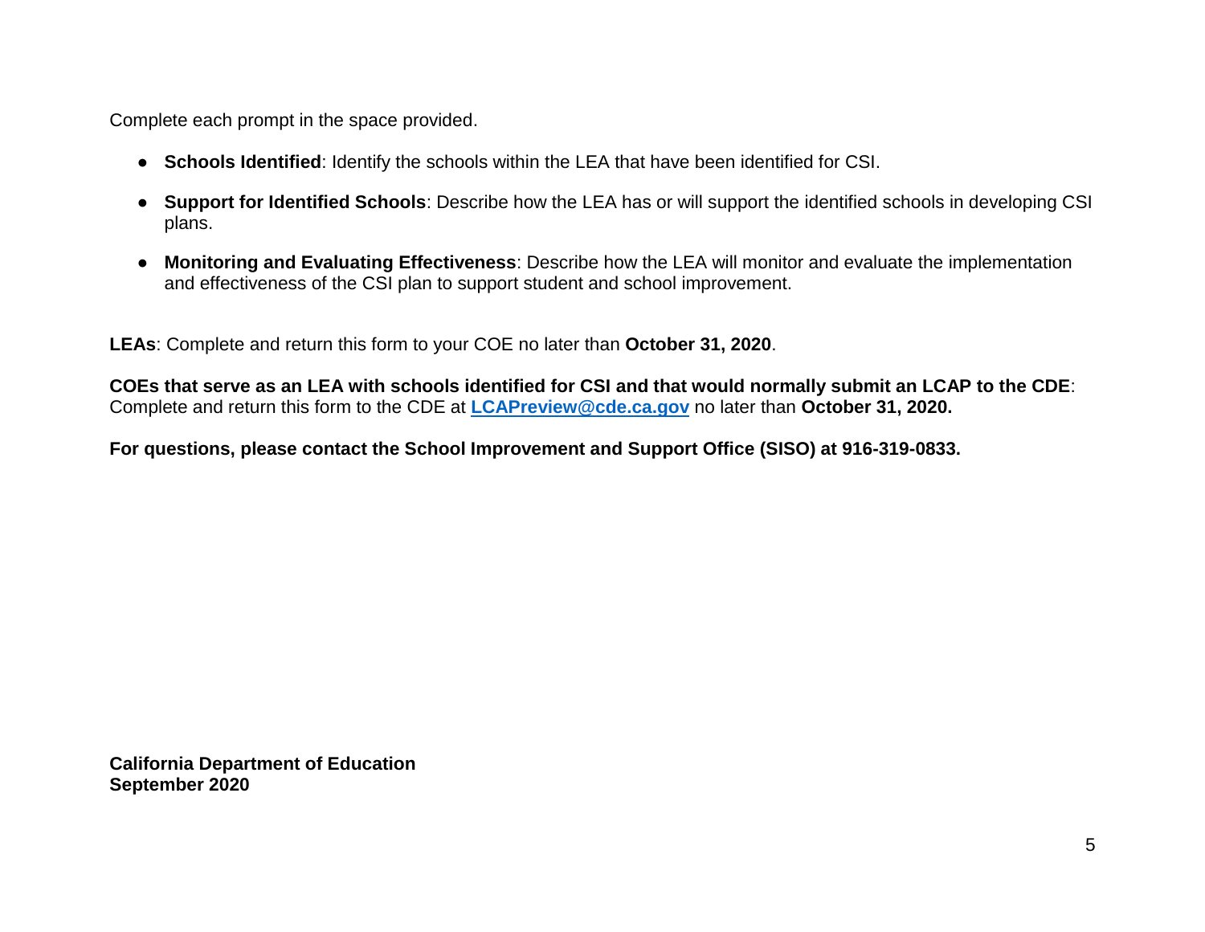Complete each prompt in the space provided.

- **Schools Identified**: Identify the schools within the LEA that have been identified for CSI.
- **Support for Identified Schools**: Describe how the LEA has or will support the identified schools in developing CSI plans.
- **Monitoring and Evaluating Effectiveness**: Describe how the LEA will monitor and evaluate the implementation and effectiveness of the CSI plan to support student and school improvement.

**LEAs**: Complete and return this form to your COE no later than **October 31, 2020**.

**COEs that serve as an LEA with schools identified for CSI and that would normally submit an LCAP to the CDE**: Complete and return this form to the CDE at **[LCAPreview@cde.ca.gov](mailto:LCAPreview@cde.ca.gov)** no later than **October 31, 2020.**

**For questions, please contact the School Improvement and Support Office (SISO) at 916-319-0833.**

**California Department of Education**
**September 2020**